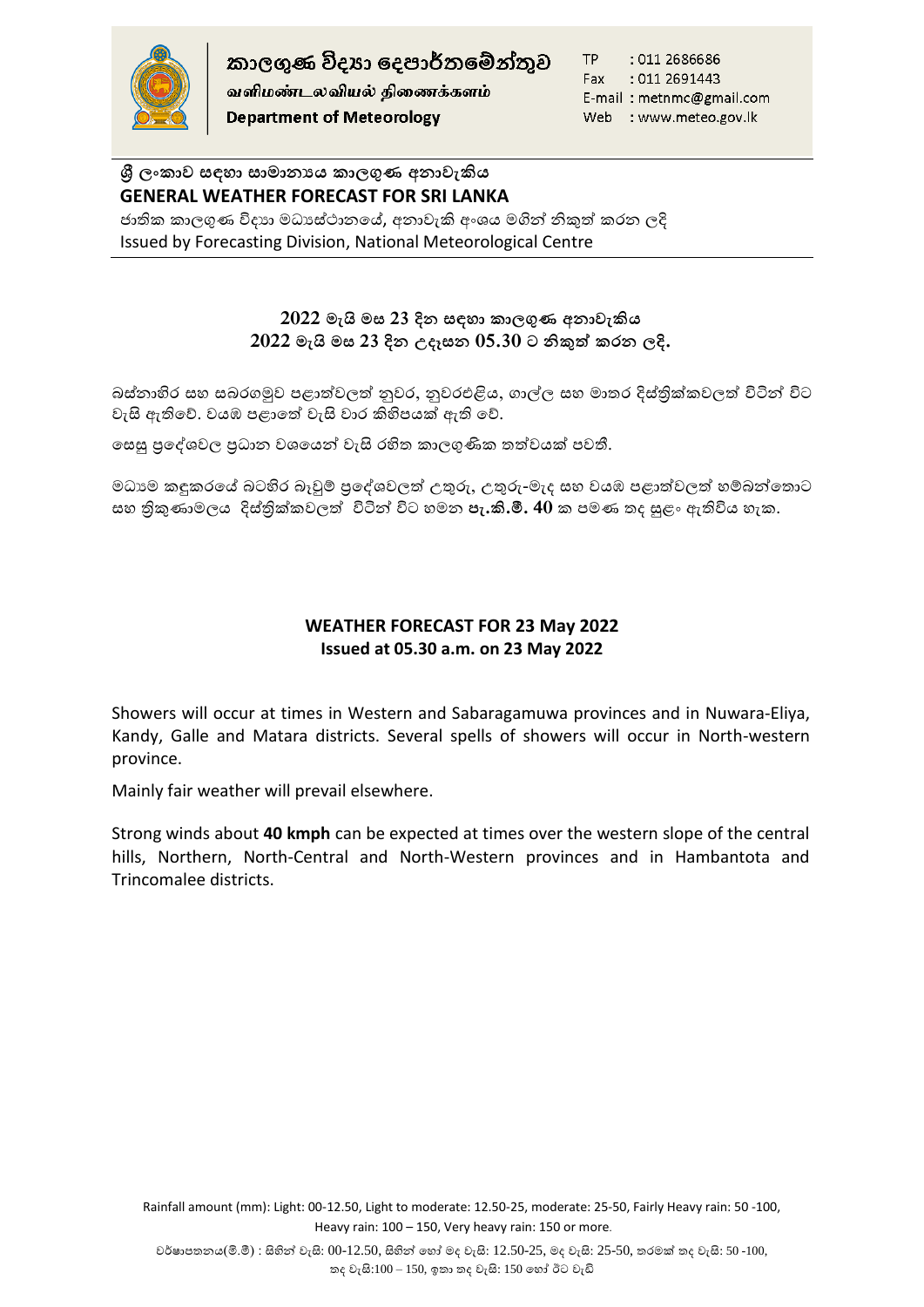කාලගුණ විද්‍යා දෙපාර්තමේන්තුව
வளிமண்டலவியல் திணைக்களம்
**Department of Meteorology**

TP : 011 2686686
Fax : 011 2691443
E-mail : metnmc@gmail.com
Web : www.meteo.gov.lk

## ශ්‍රී ලංකාව සඳහා සාමාන්‍යය කාලගුණ අනාවැකිය
## GENERAL WEATHER FORECAST FOR SRI LANKA

ජාතික කාලගුණ විද්‍යා මධ්‍යස්ථානයේ, අනාවැකි අංශය මගින් නිකුත් කරන ලදි
Issued by Forecasting Division, National Meteorological Centre

### 2022 මැයි මස 23 දින සඳහා කාලගුණ අනාවැකිය
### 2022 මැයි මස 23 දින උදෑසන 05.30 ට නිකුත් කරන ලදි.

බස්නාහිර සහ සබරගමුව පළාත්වලත් නුවර, නුවරඑළිය, ගාල්ල සහ මාතර දිස්ත්‍රික්කවලත් විටින් විට වැසි ඇතිවේ. වයඹ පළාතේ වැසි වාර කිහිපයක් ඇති වේ.

සෙසු ප්‍රදේශවල ප්‍රධාන වශයෙන් වැසි රහිත කාලගුණික තත්වයක් පවතී.

මධ්‍යම කඳුකරයේ බටහිර බෑවුම් ප්‍රදේශවලත් උතුරු, උතුරු-මැද සහ වයඹ පළාත්වලත් හම්බන්තොට සහ ත්‍රිකුණාමලය දිස්ත්‍රික්කවලත් විටින් විට හමන **පැ.කි.මී. 40** ක පමණ තද සුළං ඇතිවිය හැක.

### WEATHER FORECAST FOR 23 May 2022
### Issued at 05.30 a.m. on 23 May 2022

Showers will occur at times in Western and Sabaragamuwa provinces and in Nuwara-Eliya, Kandy, Galle and Matara districts. Several spells of showers will occur in North-western province.

Mainly fair weather will prevail elsewhere.

Strong winds about **40 kmph** can be expected at times over the western slope of the central hills, Northern, North-Central and North-Western provinces and in Hambantota and Trincomalee districts.

Rainfall amount (mm): Light: 00-12.50, Light to moderate: 12.50-25, moderate: 25-50, Fairly Heavy rain: 50 -100, Heavy rain: 100 – 150, Very heavy rain: 150 or more.

වර්ෂාපතනය(මි.මී) : සිහින් වැසි: 00-12.50, සිහින් හෝ මද වැසි: 12.50-25, මද වැසි: 25-50, තරමක් තද වැසි: 50 -100, තද වැසි:100 – 150, ඉතා තද වැසි: 150 හෝ ඊට වැඩි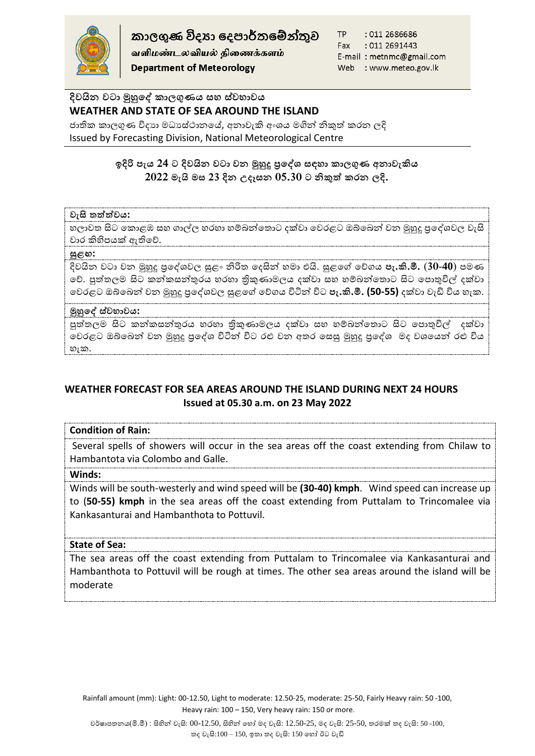කාලගුණ විද්‍යා දෙපාර්තමේන්තුව
வளிமண்டலவியல் திணைக்களம்
Department of Meteorology

TP : 011 2686686
Fax : 011 2691443
E-mail : metnmc@gmail.com
Web : www.meteo.gov.lk

## දිවයින වටා මුහුදේ කාලගුණය සහ ස්වභාවය
## WEATHER AND STATE OF SEA AROUND THE ISLAND

ජාතික කාලගුණ විද්‍යා මධ්‍යස්ථානයේ, අනාවැකි අංශය මගින් නිකුත් කරන ලදි
Issued by Forecasting Division, National Meteorological Centre

### ඉදිරි පැය 24 ට දිවයින වටා වන මුහුදු ප්‍රදේශ සඳහා කාලගුණ අනාවැකිය
### 2022 මැයි මස 23 දින උදෑසන 05.30 ට නිකුත් කරන ලදි.

**වැසි තත්ත්වය:**

හලාවත සිට කොළඹ සහ ගාල්ල හරහා හම්බන්තොට දක්වා වෙරළට ඔබ්බෙන් වන මුහුදු ප්‍රදේශවල වැසි වාර කිහිපයක් ඇතිවේ.

**සුළඟ:**

දිවයින වටා වන මුහුදු ප්‍රදේශවල සුළං නිරිත දෙසින් හමා එයි. සුළඟේ වේගය **පැ.කි.මී. (30-40)** පමණ වේ. පුත්තලම සිට කන්කසන්තුරය හරහා ත්‍රිකුණාමලය දක්වා සහ හම්බන්තොට සිට පොතුවිල් දක්වා වෙරළට ඔබ්බෙන් වන මුහුදු ප්‍රදේශවල සුළඟේ වේගය විටින් විට **පැ.කි.මී. (50-55)** දක්වා වැඩි විය හැක.

**මුහුදේ ස්වභාවය:**

පුත්තලම සිට කන්කසන්තුරය හරහා ත්‍රිකුණාමලය දක්වා සහ හම්බන්තොට සිට පොතුවිල් දක්වා වෙරළට ඔබ්බෙන් වන මුහුදු ප්‍රදේශ විටින් විට රළු වන අතර සෙසු මුහුදු ප්‍රදේශ මද වශයෙන් රළු විය හැක.

### WEATHER FORECAST FOR SEA AREAS AROUND THE ISLAND DURING NEXT 24 HOURS
### Issued at 05.30 a.m. on 23 May 2022

**Condition of Rain:**

Several spells of showers will occur in the sea areas off the coast extending from Chilaw to Hambantota via Colombo and Galle.

**Winds:**

Winds will be south-westerly and wind speed will be **(30-40) kmph**. Wind speed can increase up to (**50-55) kmph** in the sea areas off the coast extending from Puttalam to Trincomalee via Kankasanturai and Hambanthota to Pottuvil.

**State of Sea:**

The sea areas off the coast extending from Puttalam to Trincomalee via Kankasanturai and Hambanthota to Pottuvil will be rough at times. The other sea areas around the island will be moderate

Rainfall amount (mm): Light: 00-12.50, Light to moderate: 12.50-25, moderate: 25-50, Fairly Heavy rain: 50 -100, Heavy rain: 100 – 150, Very heavy rain: 150 or more.

වර්ෂාපතනය(මි.මී) : සිහින් වැසි: 00-12.50, සිහින් හෝ මද වැසි: 12.50-25, මද වැසි: 25-50, තරමක් තද වැසි: 50 -100, තද වැසි:100 – 150, ඉතා තද වැසි: 150 හෝ ඊට වැඩි